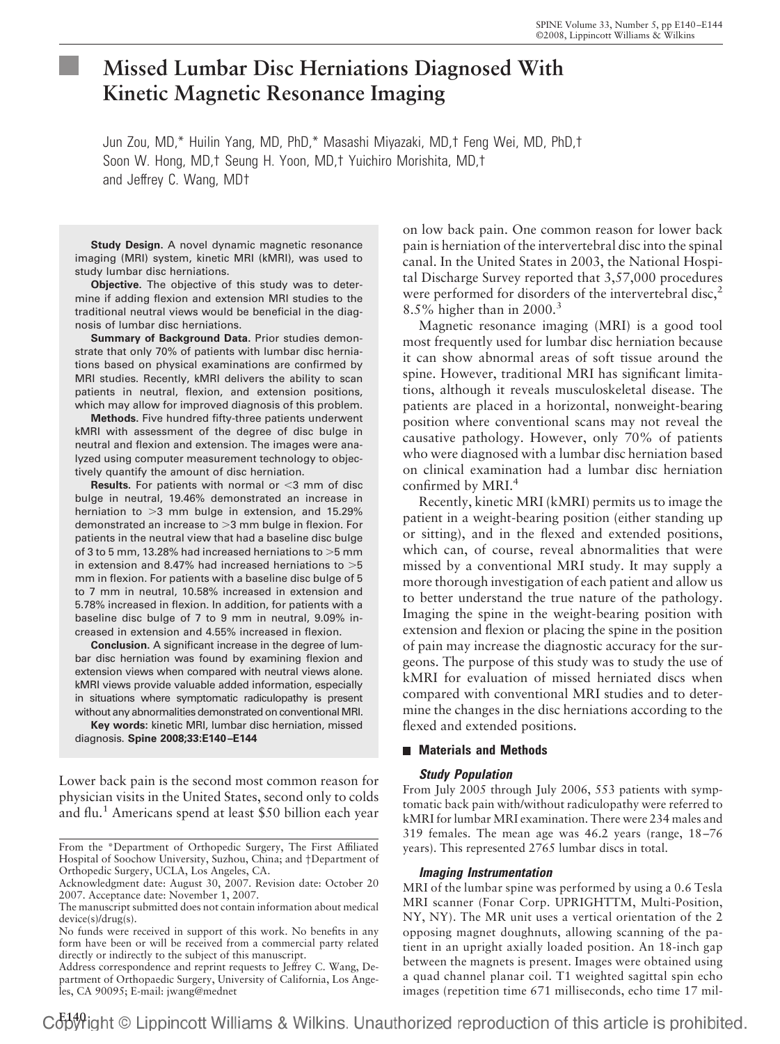# Missed Lumbar Disc Herniations Diagnosed With Kinetic Magnetic Resonance Imaging

Jun Zou, MD,* Huilin Yang, MD, PhD,* Masashi Miyazaki, MD,† Feng Wei, MD, PhD,† Soon W. Hong, MD,† Seung H. Yoon, MD,† Yuichiro Morishita, MD,† and Jeffrey C. Wang, MD†

**Study Design.** A novel dynamic magnetic resonance imaging (MRI) system, kinetic MRI (kMRI), was used to study lumbar disc herniations.

**Objective.** The objective of this study was to determine if adding flexion and extension MRI studies to the traditional neutral views would be beneficial in the diagnosis of lumbar disc herniations.

**Summary of Background Data.** Prior studies demonstrate that only 70% of patients with lumbar disc herniations based on physical examinations are confirmed by MRI studies. Recently, kMRI delivers the ability to scan patients in neutral, flexion, and extension positions, which may allow for improved diagnosis of this problem.

**Methods.** Five hundred fifty-three patients underwent kMRI with assessment of the degree of disc bulge in neutral and flexion and extension. The images were analyzed using computer measurement technology to objectively quantify the amount of disc herniation.

**Results.** For patients with normal or <3 mm of disc bulge in neutral, 19.46% demonstrated an increase in herniation to >3 mm bulge in extension, and 15.29% demonstrated an increase to >3 mm bulge in flexion. For patients in the neutral view that had a baseline disc bulge of 3 to 5 mm, 13.28% had increased herniations to >5 mm in extension and 8.47% had increased herniations to >5 mm in flexion. For patients with a baseline disc bulge of 5 to 7 mm in neutral, 10.58% increased in extension and 5.78% increased in flexion. In addition, for patients with a baseline disc bulge of 7 to 9 mm in neutral, 9.09% increased in extension and 4.55% increased in flexion.

**Conclusion.** A significant increase in the degree of lumbar disc herniation was found by examining flexion and extension views when compared with neutral views alone. kMRI views provide valuable added information, especially in situations where symptomatic radiculopathy is present without any abnormalities demonstrated on conventional MRI.

**Key words:** kinetic MRI, lumbar disc herniation, missed diagnosis. **Spine 2008;33:E140–E144**

Lower back pain is the second most common reason for physician visits in the United States, second only to colds and flu.[1] Americans spend at least \$50 billion each year on low back pain. One common reason for lower back pain is herniation of the intervertebral disc into the spinal canal. In the United States in 2003, the National Hospital Discharge Survey reported that 3,57,000 procedures were performed for disorders of the intervertebral disc,[2] 8.5% higher than in 2000.[3]

Magnetic resonance imaging (MRI) is a good tool most frequently used for lumbar disc herniation because it can show abnormal areas of soft tissue around the spine. However, traditional MRI has significant limitations, although it reveals musculoskeletal disease. The patients are placed in a horizontal, nonweight-bearing position where conventional scans may not reveal the causative pathology. However, only 70% of patients who were diagnosed with a lumbar disc herniation based on clinical examination had a lumbar disc herniation confirmed by MRI.[4]

Recently, kinetic MRI (kMRI) permits us to image the patient in a weight-bearing position (either standing up or sitting), and in the flexed and extended positions, which can, of course, reveal abnormalities that were missed by a conventional MRI study. It may supply a more thorough investigation of each patient and allow us to better understand the true nature of the pathology. Imaging the spine in the weight-bearing position with extension and flexion or placing the spine in the position of pain may increase the diagnostic accuracy for the surgeons. The purpose of this study was to study the use of kMRI for evaluation of missed herniated discs when compared with conventional MRI studies and to determine the changes in the disc herniations according to the flexed and extended positions.

## Materials and Methods

### Study Population

From July 2005 through July 2006, 553 patients with symptomatic back pain with/without radiculopathy were referred to kMRI for lumbar MRI examination. There were 234 males and 319 females. The mean age was 46.2 years (range, 18–76 years). This represented 2765 lumbar discs in total.

### Imaging Instrumentation

MRI of the lumbar spine was performed by using a 0.6 Tesla MRI scanner (Fonar Corp. UPRIGHTTM, Multi-Position, NY, NY). The MR unit uses a vertical orientation of the 2 opposing magnet doughnuts, allowing scanning of the patient in an upright axially loaded position. An 18-inch gap between the magnets is present. Images were obtained using a quad channel planar coil. T1 weighted sagittal spin echo images (repetition time 671 milliseconds, echo time 17 mil-

From the *Department of Orthopedic Surgery, The First Affiliated Hospital of Soochow University, Suzhou, China; and †Department of Orthopedic Surgery, UCLA, Los Angeles, CA.

Acknowledgment date: August 30, 2007. Revision date: October 20 2007. Acceptance date: November 1, 2007.

The manuscript submitted does not contain information about medical device(s)/drug(s).

No funds were received in support of this work. No benefits in any form have been or will be received from a commercial party related directly or indirectly to the subject of this manuscript.

Address correspondence and reprint requests to Jeffrey C. Wang, Department of Orthopaedic Surgery, University of California, Los Angeles, CA 90095; E-mail: jwang@mednet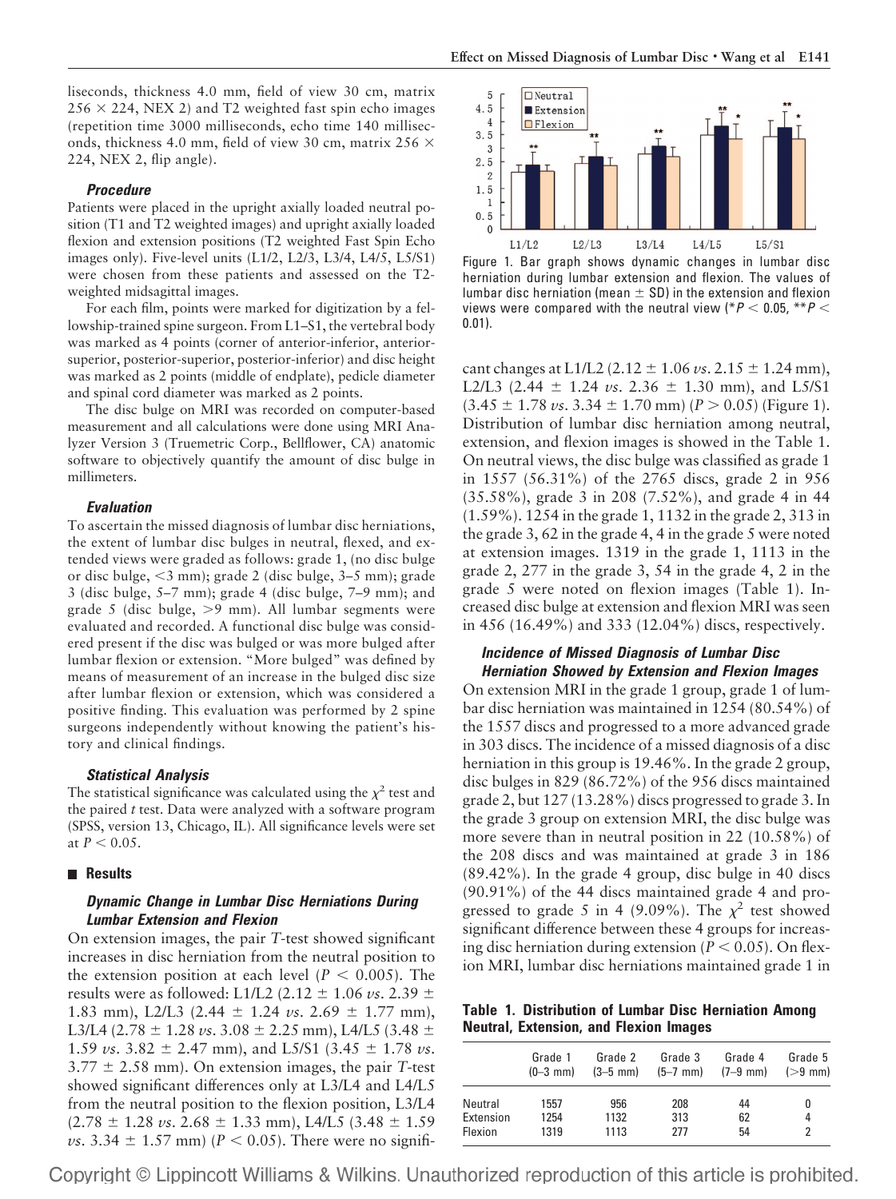liseconds, thickness 4.0 mm, field of view 30 cm, matrix 256 × 224, NEX 2) and T2 weighted fast spin echo images (repetition time 3000 milliseconds, echo time 140 milliseconds, thickness 4.0 mm, field of view 30 cm, matrix 256 × 224, NEX 2, flip angle).

#### *Procedure*

Patients were placed in the upright axially loaded neutral position (T1 and T2 weighted images) and upright axially loaded flexion and extension positions (T2 weighted Fast Spin Echo images only). Five-level units (L1/2, L2/3, L3/4, L4/5, L5/S1) were chosen from these patients and assessed on the T2-weighted midsagittal images.

For each film, points were marked for digitization by a fellowship-trained spine surgeon. From L1–S1, the vertebral body was marked as 4 points (corner of anterior-inferior, anterior-superior, posterior-superior, posterior-inferior) and disc height was marked as 2 points (middle of endplate), pedicle diameter and spinal cord diameter was marked as 2 points.

The disc bulge on MRI was recorded on computer-based measurement and all calculations were done using MRI Analyzer Version 3 (Truemetric Corp., Bellflower, CA) anatomic software to objectively quantify the amount of disc bulge in millimeters.

#### *Evaluation*

To ascertain the missed diagnosis of lumbar disc herniations, the extent of lumbar disc bulges in neutral, flexed, and extended views were graded as follows: grade 1, (no disc bulge or disc bulge, <3 mm); grade 2 (disc bulge, 3–5 mm); grade 3 (disc bulge, 5–7 mm); grade 4 (disc bulge, 7–9 mm); and grade 5 (disc bulge, >9 mm). All lumbar segments were evaluated and recorded. A functional disc bulge was considered present if the disc was bulged or was more bulged after lumbar flexion or extension. "More bulged" was defined by means of measurement of an increase in the bulged disc size after lumbar flexion or extension, which was considered a positive finding. This evaluation was performed by 2 spine surgeons independently without knowing the patient's history and clinical findings.

#### *Statistical Analysis*

The statistical significance was calculated using the $\chi^2$ test and the paired *t* test. Data were analyzed with a software program (SPSS, version 13, Chicago, IL). All significance levels were set at $P < 0.05$.

## Results

### *Dynamic Change in Lumbar Disc Herniations During Lumbar Extension and Flexion*

On extension images, the pair *T*-test showed significant increases in disc herniation from the neutral position to the extension position at each level ($P < 0.005$). The results were as followed: L1/L2 (2.12 ± 1.06 *vs.* 2.39 ± 1.83 mm), L2/L3 (2.44 ± 1.24 *vs.* 2.69 ± 1.77 mm), L3/L4 (2.78 ± 1.28 *vs.* 3.08 ± 2.25 mm), L4/L5 (3.48 ± 1.59 *vs.* 3.82 ± 2.47 mm), and L5/S1 (3.45 ± 1.78 *vs.* 3.77 ± 2.58 mm). On extension images, the pair *T*-test showed significant differences only at L3/L4 and L4/L5 from the neutral position to the flexion position, L3/L4 (2.78 ± 1.28 *vs.* 2.68 ± 1.33 mm), L4/L5 (3.48 ± 1.59 *vs.* 3.34 ± 1.57 mm) ($P < 0.05$). There were no significant changes at L1/L2 (2.12 ± 1.06 *vs.* 2.15 ± 1.24 mm), L2/L3 (2.44 ± 1.24 *vs.* 2.36 ± 1.30 mm), and L5/S1 (3.45 ± 1.78 *vs.* 3.34 ± 1.70 mm) ($P > 0.05$) (Figure 1). Distribution of lumbar disc herniation among neutral, extension, and flexion images is showed in the Table 1. On neutral views, the disc bulge was classified as grade 1 in 1557 (56.31%) of the 2765 discs, grade 2 in 956 (35.58%), grade 3 in 208 (7.52%), and grade 4 in 44 (1.59%). 1254 in the grade 1, 1132 in the grade 2, 313 in the grade 3, 62 in the grade 4, 4 in the grade 5 were noted at extension images. 1319 in the grade 1, 1113 in the grade 2, 277 in the grade 3, 54 in the grade 4, 2 in the grade 5 were noted on flexion images (Table 1). Increased disc bulge at extension and flexion MRI was seen in 456 (16.49%) and 333 (12.04%) discs, respectively.

Figure 1. Bar graph shows dynamic changes in lumbar disc herniation during lumbar extension and flexion. The values of lumbar disc herniation (mean ± SD) in the extension and flexion views were compared with the neutral view (* $P < 0.05$, ** $P < 0.01$).

### *Incidence of Missed Diagnosis of Lumbar Disc Herniation Showed by Extension and Flexion Images*

On extension MRI in the grade 1 group, grade 1 of lumbar disc herniation was maintained in 1254 (80.54%) of the 1557 discs and progressed to a more advanced grade in 303 discs. The incidence of a missed diagnosis of a disc herniation in this group is 19.46%. In the grade 2 group, disc bulges in 829 (86.72%) of the 956 discs maintained grade 2, but 127 (13.28%) discs progressed to grade 3. In the grade 3 group on extension MRI, the disc bulge was more severe than in neutral position in 22 (10.58%) of the 208 discs and was maintained at grade 3 in 186 (89.42%). In the grade 4 group, disc bulge in 40 discs (90.91%) of the 44 discs maintained grade 4 and progressed to grade 5 in 4 (9.09%). The $\chi^2$ test showed significant difference between these 4 groups for increasing disc herniation during extension ($P < 0.05$). On flexion MRI, lumbar disc herniations maintained grade 1 in

**Table 1. Distribution of Lumbar Disc Herniation Among Neutral, Extension, and Flexion Images**

| | Grade 1 (0–3 mm) | Grade 2 (3–5 mm) | Grade 3 (5–7 mm) | Grade 4 (7–9 mm) | Grade 5 (>9 mm) |
|---|---|---|---|---|---|
| Neutral | 1557 | 956 | 208 | 44 | 0 |
| Extension | 1254 | 1132 | 313 | 62 | 4 |
| Flexion | 1319 | 1113 | 277 | 54 | 2 |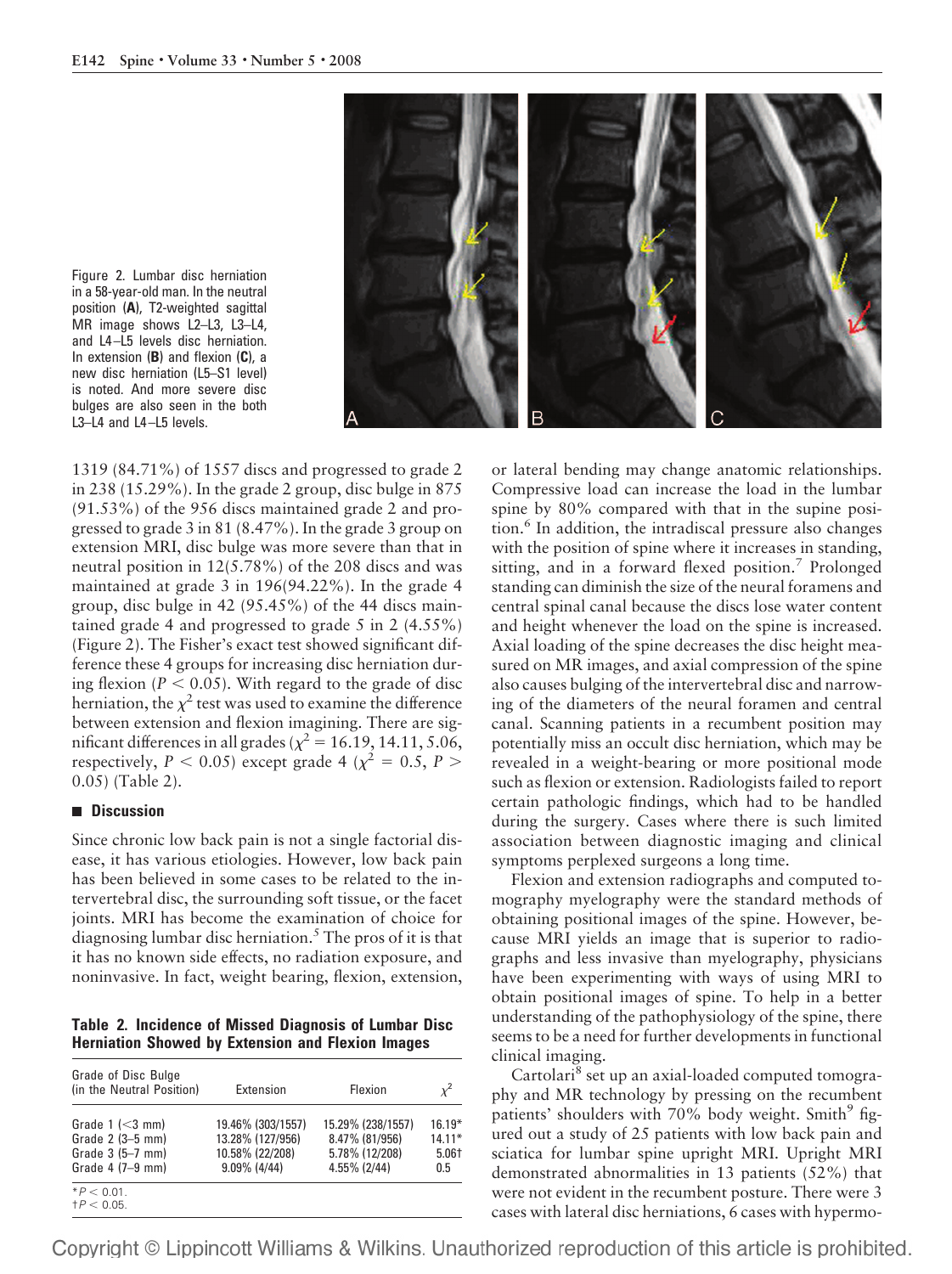Figure 2. Lumbar disc herniation in a 58-year-old man. In the neutral position (**A**), T2-weighted sagittal MR image shows L2–L3, L3–L4, and L4–L5 levels disc herniation. In extension (**B**) and flexion (**C**), a new disc herniation (L5–S1 level) is noted. And more severe disc bulges are also seen in the both L3–L4 and L4–L5 levels.

1319 (84.71%) of 1557 discs and progressed to grade 2 in 238 (15.29%). In the grade 2 group, disc bulge in 875 (91.53%) of the 956 discs maintained grade 2 and progressed to grade 3 in 81 (8.47%). In the grade 3 group on extension MRI, disc bulge was more severe than that in neutral position in 12(5.78%) of the 208 discs and was maintained at grade 3 in 196(94.22%). In the grade 4 group, disc bulge in 42 (95.45%) of the 44 discs maintained grade 4 and progressed to grade 5 in 2 (4.55%) (Figure 2). The Fisher's exact test showed significant difference these 4 groups for increasing disc herniation during flexion ($P < 0.05$). With regard to the grade of disc herniation, the $\chi^2$ test was used to examine the difference between extension and flexion imaging. There are significant differences in all grades ($\chi^2 = 16.19, 14.11, 5.06$, respectively, $P < 0.05$) except grade 4 ($\chi^2 = 0.5$, $P > 0.05$) (Table 2).

## Discussion

Since chronic low back pain is not a single factorial disease, it has various etiologies. However, low back pain has been believed in some cases to be related to the intervertebral disc, the surrounding soft tissue, or the facet joints. MRI has become the examination of choice for diagnosing lumbar disc herniation.[5] The pros of it is that it has no known side effects, no radiation exposure, and noninvasive. In fact, weight bearing, flexion, extension, or lateral bending may change anatomic relationships. Compressive load can increase the load in the lumbar spine by 80% compared with that in the supine position.[6] In addition, the intradiscal pressure also changes with the position of spine where it increases in standing, sitting, and in a forward flexed position.[7] Prolonged standing can diminish the size of the neural foramens and central spinal canal because the discs lose water content and height whenever the load on the spine is increased. Axial loading of the spine decreases the disc height measured on MR images, and axial compression of the spine also causes bulging of the intervertebral disc and narrowing of the diameters of the neural foramen and central canal. Scanning patients in a recumbent position may potentially miss an occult disc herniation, which may be revealed in a weight-bearing or more positional mode such as flexion or extension. Radiologists failed to report certain pathologic findings, which had to be handled during the surgery. Cases where there is such limited association between diagnostic imaging and clinical symptoms perplexed surgeons a long time.

**Table 2. Incidence of Missed Diagnosis of Lumbar Disc Herniation Showed by Extension and Flexion Images**

| Grade of Disc Bulge (in the Neutral Position) | Extension | Flexion | $\chi^2$ |
|---|---|---|---|
| Grade 1 (<3 mm) | 19.46% (303/1557) | 15.29% (238/1557) | 16.19* |
| Grade 2 (3–5 mm) | 13.28% (127/956) | 8.47% (81/956) | 14.11* |
| Grade 3 (5–7 mm) | 10.58% (22/208) | 5.78% (12/208) | 5.06† |
| Grade 4 (7–9 mm) | 9.09% (4/44) | 4.55% (2/44) | 0.5 |

*$P < 0.01$.
†$P < 0.05$.

Flexion and extension radiographs and computed tomography myelography were the standard methods of obtaining positional images of the spine. However, because MRI yields an image that is superior to radiographs and less invasive than myelography, physicians have been experimenting with ways of using MRI to obtain positional images of spine. To help in a better understanding of the pathophysiology of the spine, there seems to be a need for further developments in functional clinical imaging.

Cartolari[8] set up an axial-loaded computed tomography and MR technology by pressing on the recumbent patients' shoulders with 70% body weight. Smith[9] figured out a study of 25 patients with low back pain and sciatica for lumbar spine upright MRI. Upright MRI demonstrated abnormalities in 13 patients (52%) that were not evident in the recumbent posture. There were 3 cases with lateral disc herniations, 6 cases with hypermo-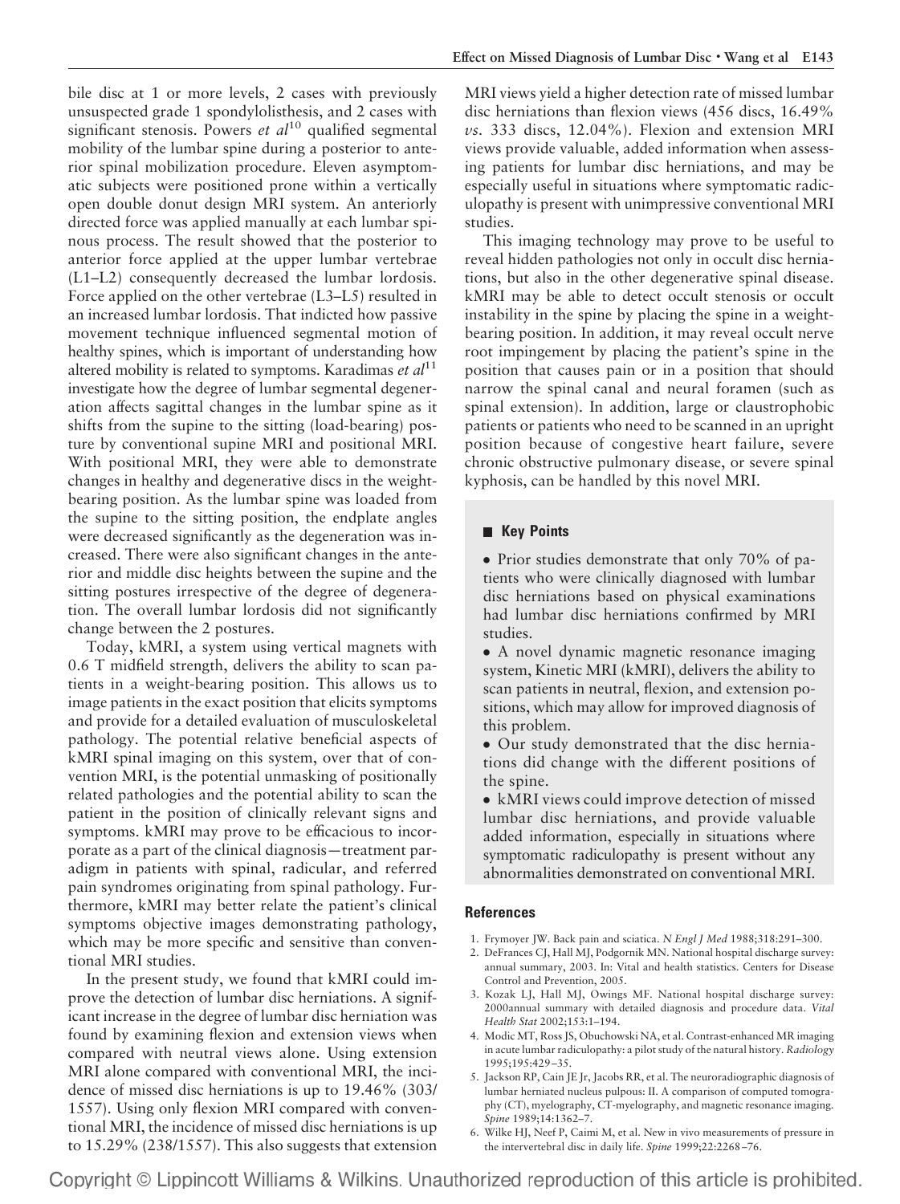bile disc at 1 or more levels, 2 cases with previously unsuspected grade 1 spondylolisthesis, and 2 cases with significant stenosis. Powers *et al*[10] qualified segmental mobility of the lumbar spine during a posterior to anterior spinal mobilization procedure. Eleven asymptomatic subjects were positioned prone within a vertically open double donut design MRI system. An anteriorly directed force was applied manually at each lumbar spinous process. The result showed that the posterior to anterior force applied at the upper lumbar vertebrae (L1–L2) consequently decreased the lumbar lordosis. Force applied on the other vertebrae (L3–L5) resulted in an increased lumbar lordosis. That indicted how passive movement technique influenced segmental motion of healthy spines, which is important of understanding how altered mobility is related to symptoms. Karadimas *et al*[11] investigate how the degree of lumbar segmental degeneration affects sagittal changes in the lumbar spine as it shifts from the supine to the sitting (load-bearing) posture by conventional supine MRI and positional MRI. With positional MRI, they were able to demonstrate changes in healthy and degenerative discs in the weight-bearing position. As the lumbar spine was loaded from the supine to the sitting position, the endplate angles were decreased significantly as the degeneration was increased. There were also significant changes in the anterior and middle disc heights between the supine and the sitting postures irrespective of the degree of degeneration. The overall lumbar lordosis did not significantly change between the 2 postures.

Today, kMRI, a system using vertical magnets with 0.6 T midfield strength, delivers the ability to scan patients in a weight-bearing position. This allows us to image patients in the exact position that elicits symptoms and provide for a detailed evaluation of musculoskeletal pathology. The potential relative beneficial aspects of kMRI spinal imaging on this system, over that of convention MRI, is the potential unmasking of positionally related pathologies and the potential ability to scan the patient in the position of clinically relevant signs and symptoms. kMRI may prove to be efficacious to incorporate as a part of the clinical diagnosis—treatment paradigm in patients with spinal, radicular, and referred pain syndromes originating from spinal pathology. Furthermore, kMRI may better relate the patient's clinical symptoms objective images demonstrating pathology, which may be more specific and sensitive than conventional MRI studies.

In the present study, we found that kMRI could improve the detection of lumbar disc herniations. A significant increase in the degree of lumbar disc herniation was found by examining flexion and extension views when compared with neutral views alone. Using extension MRI alone compared with conventional MRI, the incidence of missed disc herniations is up to 19.46% (303/1557). Using only flexion MRI compared with conventional MRI, the incidence of missed disc herniations is up to 15.29% (238/1557). This also suggests that extension MRI views yield a higher detection rate of missed lumbar disc herniations than flexion views (456 discs, 16.49% *vs*. 333 discs, 12.04%). Flexion and extension MRI views provide valuable, added information when assessing patients for lumbar disc herniations, and may be especially useful in situations where symptomatic radiculopathy is present with unimpressive conventional MRI studies.

This imaging technology may prove to be useful to reveal hidden pathologies not only in occult disc herniations, but also in the other degenerative spinal disease. kMRI may be able to detect occult stenosis or occult instability in the spine by placing the spine in a weight-bearing position. In addition, it may reveal occult nerve root impingement by placing the patient's spine in the position that causes pain or in a position that should narrow the spinal canal and neural foramen (such as spinal extension). In addition, large or claustrophobic patients or patients who need to be scanned in an upright position because of congestive heart failure, severe chronic obstructive pulmonary disease, or severe spinal kyphosis, can be handled by this novel MRI.

## Key Points

- Prior studies demonstrate that only 70% of patients who were clinically diagnosed with lumbar disc herniations based on physical examinations had lumbar disc herniations confirmed by MRI studies.
- A novel dynamic magnetic resonance imaging system, Kinetic MRI (kMRI), delivers the ability to scan patients in neutral, flexion, and extension positions, which may allow for improved diagnosis of this problem.
- Our study demonstrated that the disc herniations did change with the different positions of the spine.
- kMRI views could improve detection of missed lumbar disc herniations, and provide valuable added information, especially in situations where symptomatic radiculopathy is present without any abnormalities demonstrated on conventional MRI.

## References

1. Frymoyer JW. Back pain and sciatica. *N Engl J Med* 1988;318:291–300.
2. DeFrances CJ, Hall MJ, Podgornik MN. National hospital discharge survey: annual summary, 2003. In: Vital and health statistics. Centers for Disease Control and Prevention, 2005.
3. Kozak LJ, Hall MJ, Owings MF. National hospital discharge survey: 2000annual summary with detailed diagnosis and procedure data. *Vital Health Stat* 2002;153:1–194.
4. Modic MT, Ross JS, Obuchowski NA, et al. Contrast-enhanced MR imaging in acute lumbar radiculopathy: a pilot study of the natural history. *Radiology* 1995;195:429–35.
5. Jackson RP, Cain JE Jr, Jacobs RR, et al. The neuroradiographic diagnosis of lumbar herniated nucleus pulpous: II. A comparison of computed tomography (CT), myelography, CT-myelography, and magnetic resonance imaging. *Spine* 1989;14:1362–7.
6. Wilke HJ, Neef P, Caimi M, et al. New in vivo measurements of pressure in the intervertebral disc in daily life. *Spine* 1999;22:2268–76.

Copyright © Lippincott Williams & Wilkins. Unauthorized reproduction of this article is prohibited.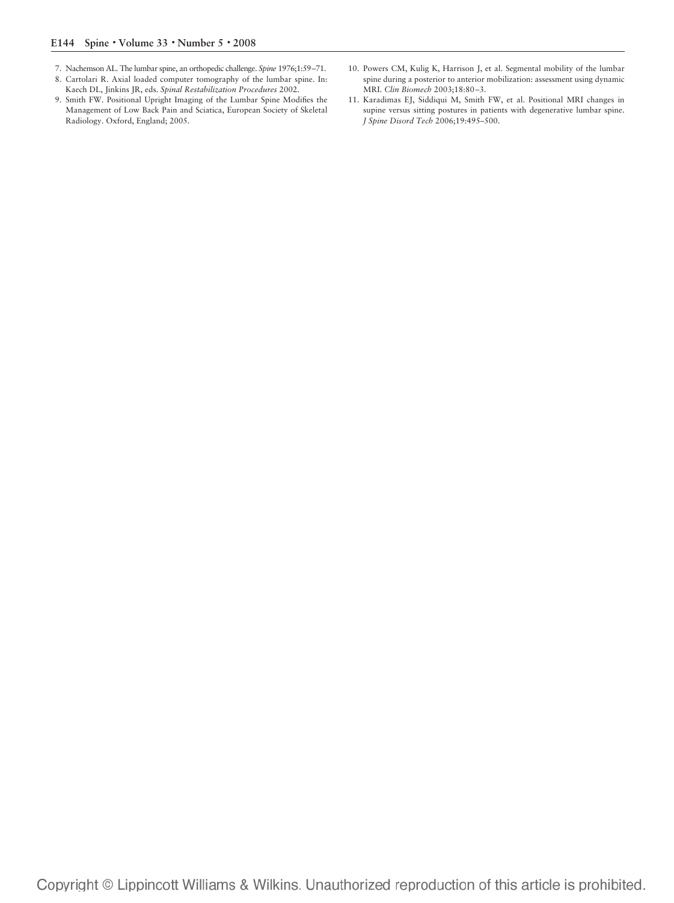7. Nachemson AL. The lumbar spine, an orthopedic challenge. *Spine* 1976;1:59–71.
8. Cartolari R. Axial loaded computer tomography of the lumbar spine. In: Kaech DL, Jinkins JR, eds. *Spinal Restabilization Procedures* 2002.
9. Smith FW. Positional Upright Imaging of the Lumbar Spine Modifies the Management of Low Back Pain and Sciatica, European Society of Skeletal Radiology. Oxford, England; 2005.
10. Powers CM, Kulig K, Harrison J, et al. Segmental mobility of the lumbar spine during a posterior to anterior mobilization: assessment using dynamic MRI. *Clin Biomech* 2003;18:80–3.
11. Karadimas EJ, Siddiqui M, Smith FW, et al. Positional MRI changes in supine versus sitting postures in patients with degenerative lumbar spine. *J Spine Disord Tech* 2006;19:495–500.